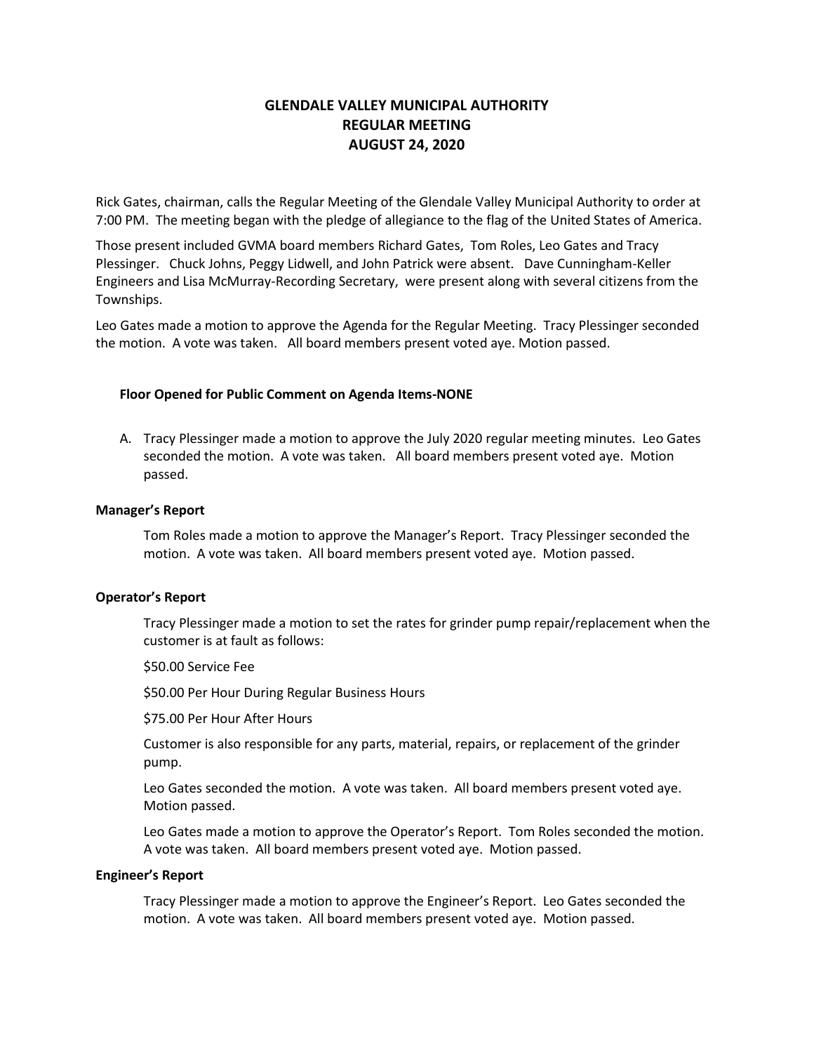# GLENDALE VALLEY MUNICIPAL AUTHORITY
## REGULAR MEETING
## AUGUST 24, 2020

Rick Gates, chairman, calls the Regular Meeting of the Glendale Valley Municipal Authority to order at 7:00 PM. The meeting began with the pledge of allegiance to the flag of the United States of America.

Those present included GVMA board members Richard Gates, Tom Roles, Leo Gates and Tracy Plessinger. Chuck Johns, Peggy Lidwell, and John Patrick were absent. Dave Cunningham-Keller Engineers and Lisa McMurray-Recording Secretary, were present along with several citizens from the Townships.

Leo Gates made a motion to approve the Agenda for the Regular Meeting. Tracy Plessinger seconded the motion. A vote was taken. All board members present voted aye. Motion passed.

**Floor Opened for Public Comment on Agenda Items-NONE**

A. Tracy Plessinger made a motion to approve the July 2020 regular meeting minutes. Leo Gates seconded the motion. A vote was taken. All board members present voted aye. Motion passed.

**Manager's Report**

Tom Roles made a motion to approve the Manager's Report. Tracy Plessinger seconded the motion. A vote was taken. All board members present voted aye. Motion passed.

**Operator's Report**

Tracy Plessinger made a motion to set the rates for grinder pump repair/replacement when the customer is at fault as follows:

$50.00 Service Fee

$50.00 Per Hour During Regular Business Hours

$75.00 Per Hour After Hours

Customer is also responsible for any parts, material, repairs, or replacement of the grinder pump.

Leo Gates seconded the motion. A vote was taken. All board members present voted aye. Motion passed.

Leo Gates made a motion to approve the Operator's Report. Tom Roles seconded the motion. A vote was taken. All board members present voted aye. Motion passed.

**Engineer's Report**

Tracy Plessinger made a motion to approve the Engineer's Report. Leo Gates seconded the motion. A vote was taken. All board members present voted aye. Motion passed.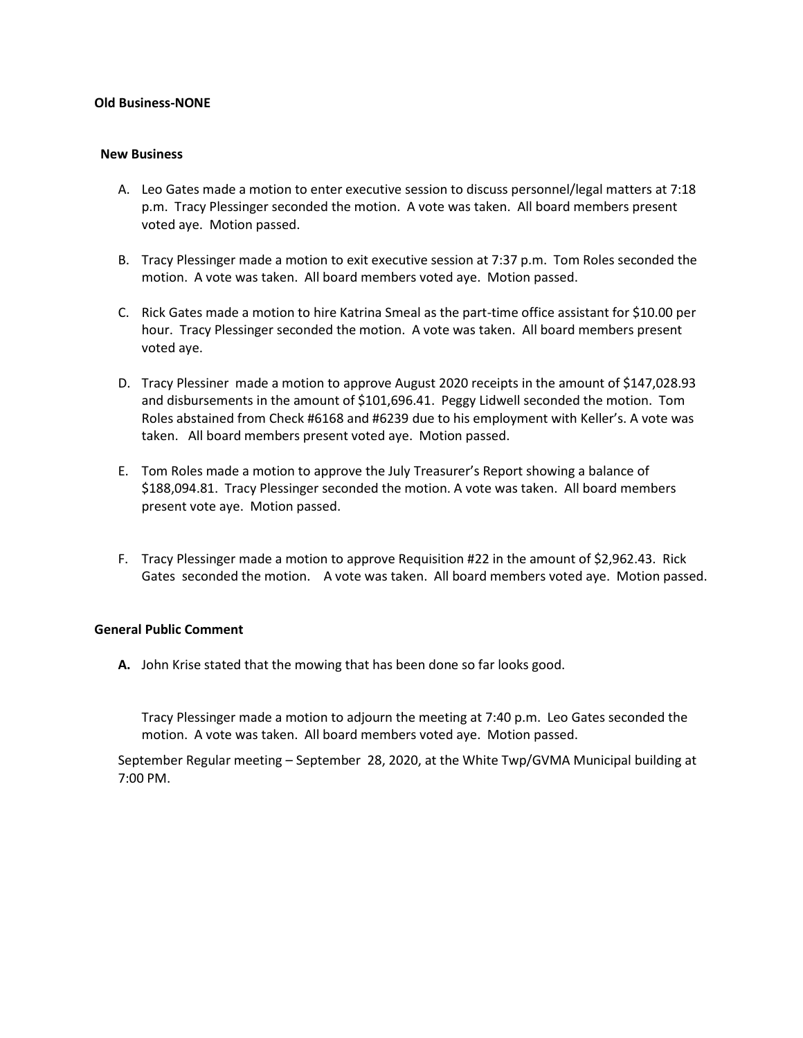**Old Business-NONE**

**New Business**

A. Leo Gates made a motion to enter executive session to discuss personnel/legal matters at 7:18 p.m. Tracy Plessinger seconded the motion. A vote was taken. All board members present voted aye. Motion passed.

B. Tracy Plessinger made a motion to exit executive session at 7:37 p.m. Tom Roles seconded the motion. A vote was taken. All board members voted aye. Motion passed.

C. Rick Gates made a motion to hire Katrina Smeal as the part-time office assistant for $10.00 per hour. Tracy Plessinger seconded the motion. A vote was taken. All board members present voted aye.

D. Tracy Plessiner made a motion to approve August 2020 receipts in the amount of $147,028.93 and disbursements in the amount of $101,696.41. Peggy Lidwell seconded the motion. Tom Roles abstained from Check #6168 and #6239 due to his employment with Keller's. A vote was taken. All board members present voted aye. Motion passed.

E. Tom Roles made a motion to approve the July Treasurer's Report showing a balance of $188,094.81. Tracy Plessinger seconded the motion. A vote was taken. All board members present vote aye. Motion passed.

F. Tracy Plessinger made a motion to approve Requisition #22 in the amount of $2,962.43. Rick Gates seconded the motion. A vote was taken. All board members voted aye. Motion passed.

**General Public Comment**

**A.** John Krise stated that the mowing that has been done so far looks good.

Tracy Plessinger made a motion to adjourn the meeting at 7:40 p.m. Leo Gates seconded the motion. A vote was taken. All board members voted aye. Motion passed.

September Regular meeting – September 28, 2020, at the White Twp/GVMA Municipal building at 7:00 PM.